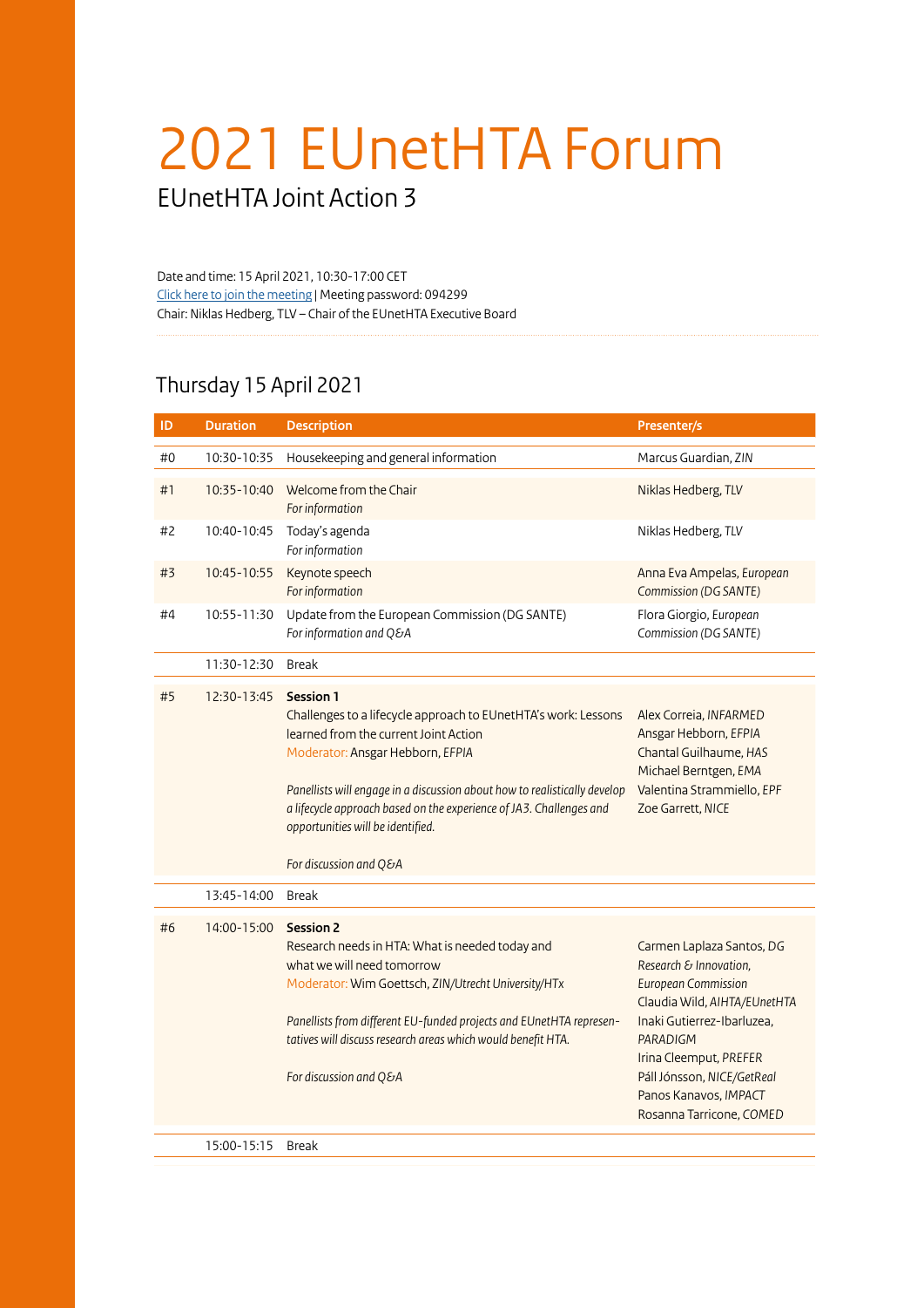# 2021 EUnetHTA Forum

## EUnetHTA Joint Action 3

Date and time: 15 April 2021, 10:30-17:00 CET
Click here to join the meeting | Meeting password: 094299
Chair: Niklas Hedberg, TLV – Chair of the EUnetHTA Executive Board

## Thursday 15 April 2021

| ID | Duration | Description | Presenter/s |
|---|---|---|---|
| #0 | 10:30-10:35 | Housekeeping and general information | Marcus Guardian, *ZIN* |
| #1 | 10:35-10:40 | Welcome from the Chair<br>*For information* | Niklas Hedberg, *TLV* |
| #2 | 10:40-10:45 | Today's agenda<br>*For information* | Niklas Hedberg, *TLV* |
| #3 | 10:45-10:55 | Keynote speech<br>*For information* | Anna Eva Ampelas, *European Commission (DG SANTE)* |
| #4 | 10:55-11:30 | Update from the European Commission (DG SANTE)<br>*For information and Q&A* | Flora Giorgio, *European Commission (DG SANTE)* |
| | 11:30-12:30 | Break | |
| #5 | 12:30-13:45 | **Session 1**<br>Challenges to a lifecycle approach to EUnetHTA's work: Lessons learned from the current Joint Action<br>Moderator: Ansgar Hebborn, *EFPIA*<br>*Panellists will engage in a discussion about how to realistically develop a lifecycle approach based on the experience of JA3. Challenges and opportunities will be identified.*<br>*For discussion and Q&A* | Alex Correia, *INFARMED*<br>Ansgar Hebborn, *EFPIA*<br>Chantal Guilhaume, *HAS*<br>Michael Berntgen, *EMA*<br>Valentina Strammiello, *EPF*<br>Zoe Garrett, *NICE* |
| | 13:45-14:00 | Break | |
| #6 | 14:00-15:00 | **Session 2**<br>Research needs in HTA: What is needed today and what we will need tomorrow<br>Moderator: Wim Goettsch, *ZIN/Utrecht University/HTx*<br>*Panellists from different EU-funded projects and EUnetHTA representatives will discuss research areas which would benefit HTA.*<br>*For discussion and Q&A* | Carmen Laplaza Santos, *DG Research & Innovation, European Commission*<br>Claudia Wild, *AIHTA/EUnetHTA*<br>Inaki Gutierrez-Ibarluzea, *PARADIGM*<br>Irina Cleemput, *PREFER*<br>Páll Jónsson, *NICE/GetReal*<br>Panos Kanavos, *IMPACT*<br>Rosanna Tarricone, *COMED* |
| | 15:00-15:15 | Break | |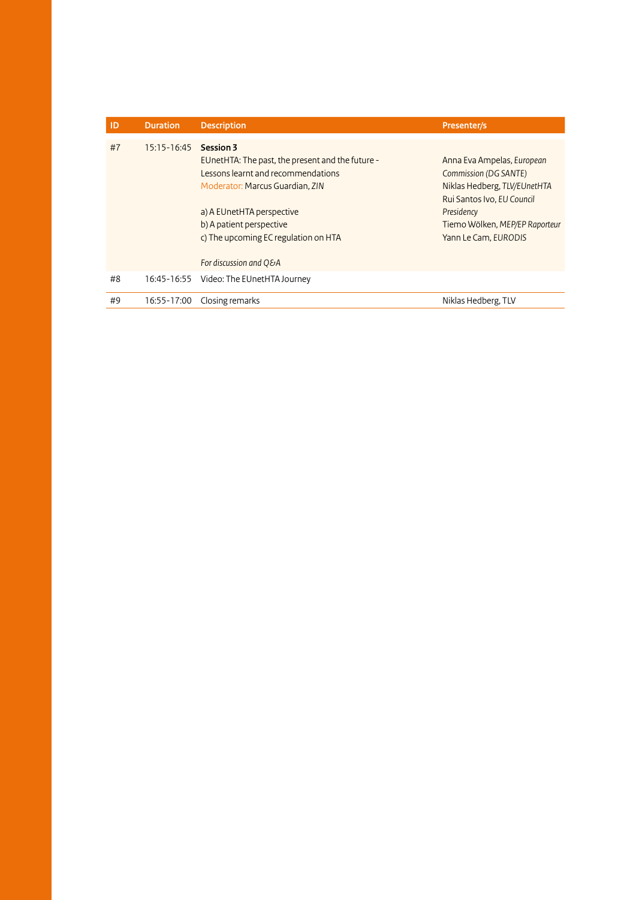| ID | Duration | Description | Presenter/s |
|---|---|---|---|
| #7 | 15:15-16:45 | **Session 3**<br>EUnetHTA: The past, the present and the future - Lessons learnt and recommendations<br>Moderator: Marcus Guardian, *ZIN*<br><br>a) A EUnetHTA perspective<br>b) A patient perspective<br>c) The upcoming EC regulation on HTA<br><br>*For discussion and Q&A* | Anna Eva Ampelas, *European Commission (DG SANTE)*<br>Niklas Hedberg, *TLV/EUnetHTA*<br>Rui Santos Ivo, *EU Council Presidency*<br>Tiemo Wölken, *MEP/EP Raporteur*<br>Yann Le Cam, *EURODIS* |
| #8 | 16:45-16:55 | Video: The EUnetHTA Journey | |
| #9 | 16:55-17:00 | Closing remarks | Niklas Hedberg, TLV |